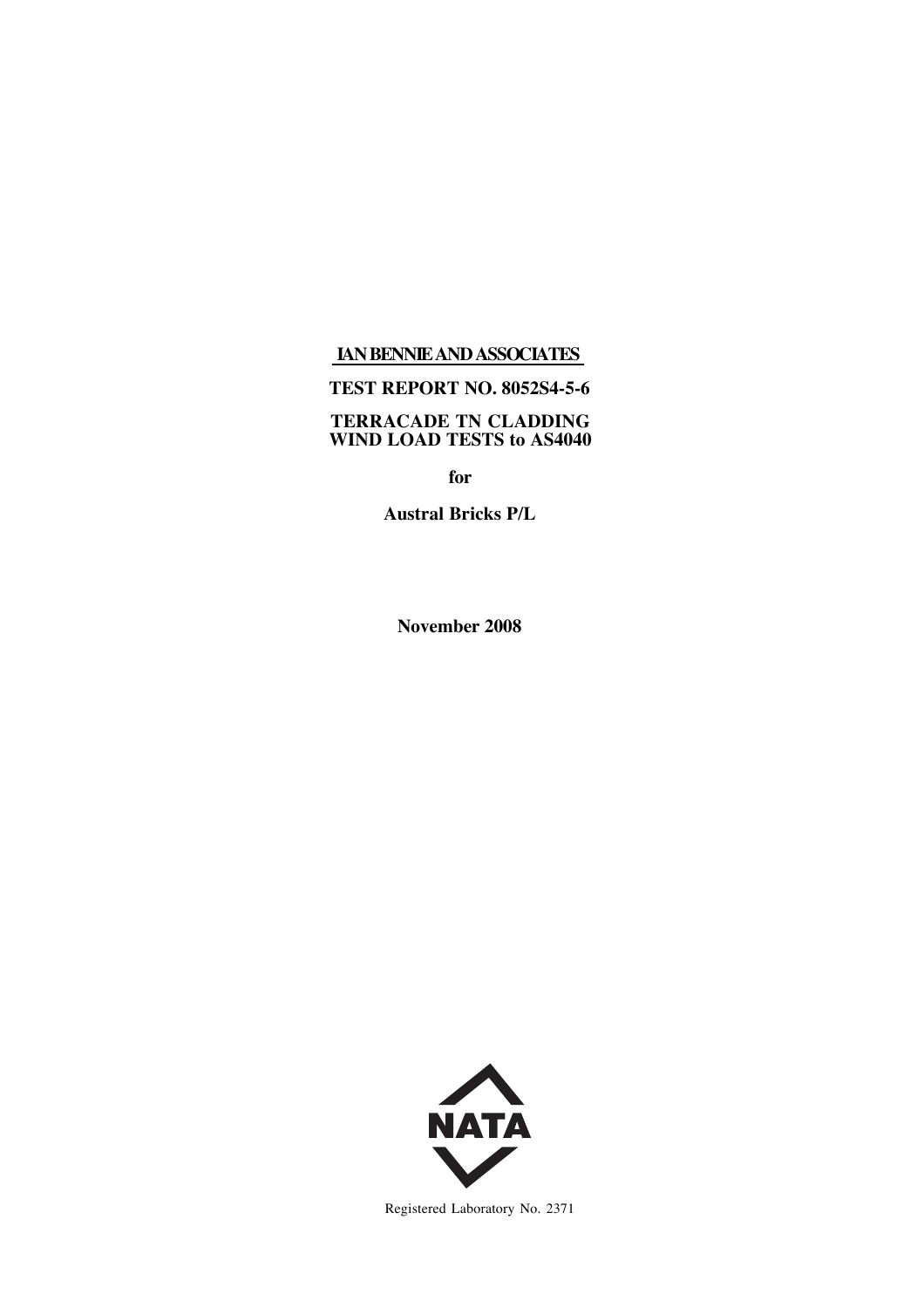**IAN BENNIE AND ASSOCIATES**

# TEST REPORT NO. 8052S4-5-6

# TERRACADE TN CLADDING WIND LOAD TESTS to AS4040

**for**

**Austral Bricks P/L**

**November 2008**

NATA

Registered Laboratory No. 2371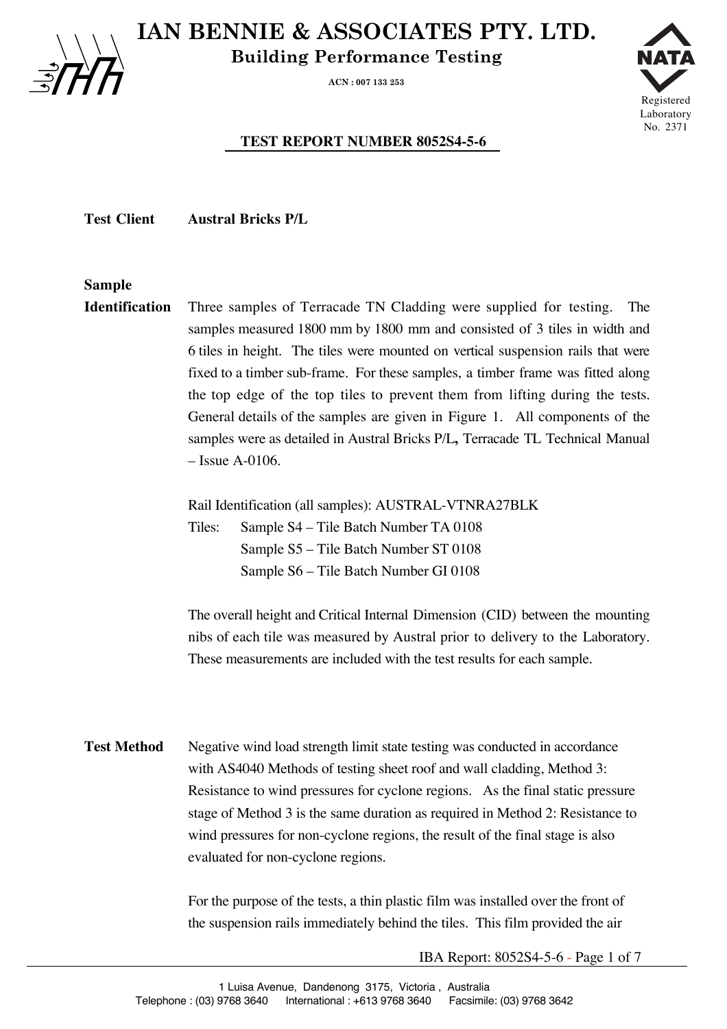# IAN BENNIE & ASSOCIATES PTY. LTD.

**Building Performance Testing**

**ACN : 007 133 253**

NATA Registered Laboratory No. 2371

**TEST REPORT NUMBER 8052S4-5-6**

**Test Client** **Austral Bricks P/L**

**Sample Identification**

Three samples of Terracade TN Cladding were supplied for testing. The samples measured 1800 mm by 1800 mm and consisted of 3 tiles in width and 6 tiles in height. The tiles were mounted on vertical suspension rails that were fixed to a timber sub-frame. For these samples, a timber frame was fitted along the top edge of the top tiles to prevent them from lifting during the tests. General details of the samples are given in Figure 1. All components of the samples were as detailed in Austral Bricks P/L**,** Terracade TL Technical Manual – Issue A-0106.

Rail Identification (all samples): AUSTRAL-VTNRA27BLK

Tiles: Sample S4 – Tile Batch Number TA 0108
Sample S5 – Tile Batch Number ST 0108
Sample S6 – Tile Batch Number GI 0108

The overall height and Critical Internal Dimension (CID) between the mounting nibs of each tile was measured by Austral prior to delivery to the Laboratory. These measurements are included with the test results for each sample.

**Test Method**

Negative wind load strength limit state testing was conducted in accordance with AS4040 Methods of testing sheet roof and wall cladding, Method 3: Resistance to wind pressures for cyclone regions. As the final static pressure stage of Method 3 is the same duration as required in Method 2: Resistance to wind pressures for non-cyclone regions, the result of the final stage is also evaluated for non-cyclone regions.

For the purpose of the tests, a thin plastic film was installed over the front of the suspension rails immediately behind the tiles. This film provided the air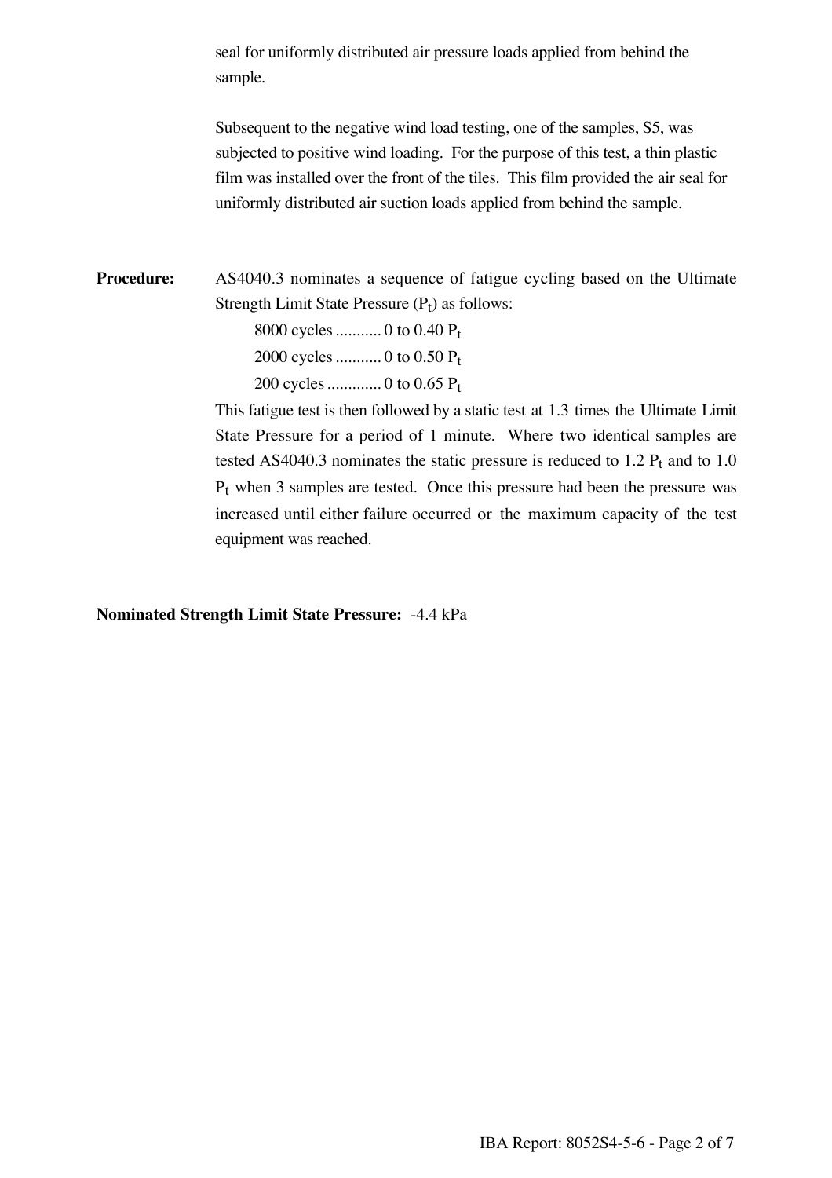seal for uniformly distributed air pressure loads applied from behind the sample.

Subsequent to the negative wind load testing, one of the samples, S5, was subjected to positive wind loading. For the purpose of this test, a thin plastic film was installed over the front of the tiles. This film provided the air seal for uniformly distributed air suction loads applied from behind the sample.

**Procedure:** AS4040.3 nominates a sequence of fatigue cycling based on the Ultimate Strength Limit State Pressure ($P_t$) as follows:

- 8000 cycles ........... 0 to 0.40 $P_t$
- 2000 cycles ........... 0 to 0.50 $P_t$
- 200 cycles ............. 0 to 0.65 $P_t$

This fatigue test is then followed by a static test at 1.3 times the Ultimate Limit State Pressure for a period of 1 minute. Where two identical samples are tested AS4040.3 nominates the static pressure is reduced to 1.2 $P_t$ and to 1.0 $P_t$ when 3 samples are tested. Once this pressure had been the pressure was increased until either failure occurred or the maximum capacity of the test equipment was reached.

**Nominated Strength Limit State Pressure:** -4.4 kPa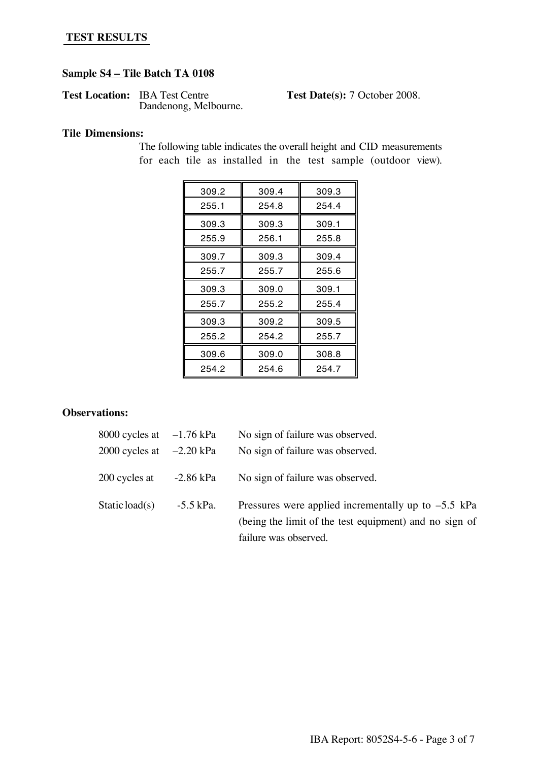## TEST RESULTS

### Sample S4 – Tile Batch TA 0108

**Test Location:** IBA Test Centre Dandenong, Melbourne.

**Test Date(s):** 7 October 2008.

**Tile Dimensions:**

The following table indicates the overall height and CID measurements for each tile as installed in the test sample (outdoor view).

| | | |
|---|---|---|
| 309.2 | 309.4 | 309.3 |
| 255.1 | 254.8 | 254.4 |
| 309.3 | 309.3 | 309.1 |
| 255.9 | 256.1 | 255.8 |
| 309.7 | 309.3 | 309.4 |
| 255.7 | 255.7 | 255.6 |
| 309.3 | 309.0 | 309.1 |
| 255.7 | 255.2 | 255.4 |
| 309.3 | 309.2 | 309.5 |
| 255.2 | 254.2 | 255.7 |
| 309.6 | 309.0 | 308.8 |
| 254.2 | 254.6 | 254.7 |

**Observations:**

| | | |
|---|---|---|
| 8000 cycles at | –1.76 kPa | No sign of failure was observed. |
| 2000 cycles at | –2.20 kPa | No sign of failure was observed. |
| 200 cycles at | -2.86 kPa | No sign of failure was observed. |
| Static load(s) | -5.5 kPa. | Pressures were applied incrementally up to –5.5 kPa (being the limit of the test equipment) and no sign of failure was observed. |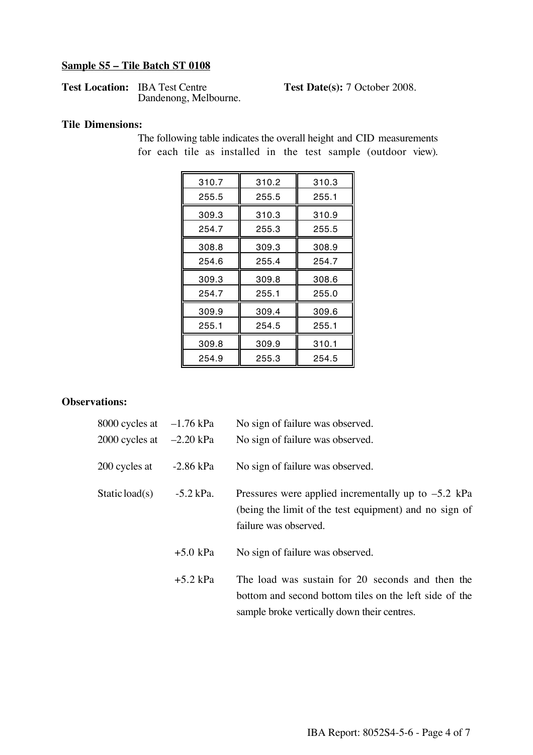**Sample S5 – Tile Batch ST 0108**

**Test Location:** IBA Test Centre
Dandenong, Melbourne.

**Test Date(s):** 7 October 2008.

**Tile Dimensions:**

The following table indicates the overall height and CID measurements for each tile as installed in the test sample (outdoor view).

| | | |
|---|---|---|
| 310.7 | 310.2 | 310.3 |
| 255.5 | 255.5 | 255.1 |
| 309.3 | 310.3 | 310.9 |
| 254.7 | 255.3 | 255.5 |
| 308.8 | 309.3 | 308.9 |
| 254.6 | 255.4 | 254.7 |
| 309.3 | 309.8 | 308.6 |
| 254.7 | 255.1 | 255.0 |
| 309.9 | 309.4 | 309.6 |
| 255.1 | 254.5 | 255.1 |
| 309.8 | 309.9 | 310.1 |
| 254.9 | 255.3 | 254.5 |

**Observations:**

| | | |
|---|---|---|
| 8000 cycles at | –1.76 kPa | No sign of failure was observed. |
| 2000 cycles at | –2.20 kPa | No sign of failure was observed. |
| 200 cycles at | -2.86 kPa | No sign of failure was observed. |
| Static load(s) | -5.2 kPa. | Pressures were applied incrementally up to –5.2 kPa (being the limit of the test equipment) and no sign of failure was observed. |
| | +5.0 kPa | No sign of failure was observed. |
| | +5.2 kPa | The load was sustain for 20 seconds and then the bottom and second bottom tiles on the left side of the sample broke vertically down their centres. |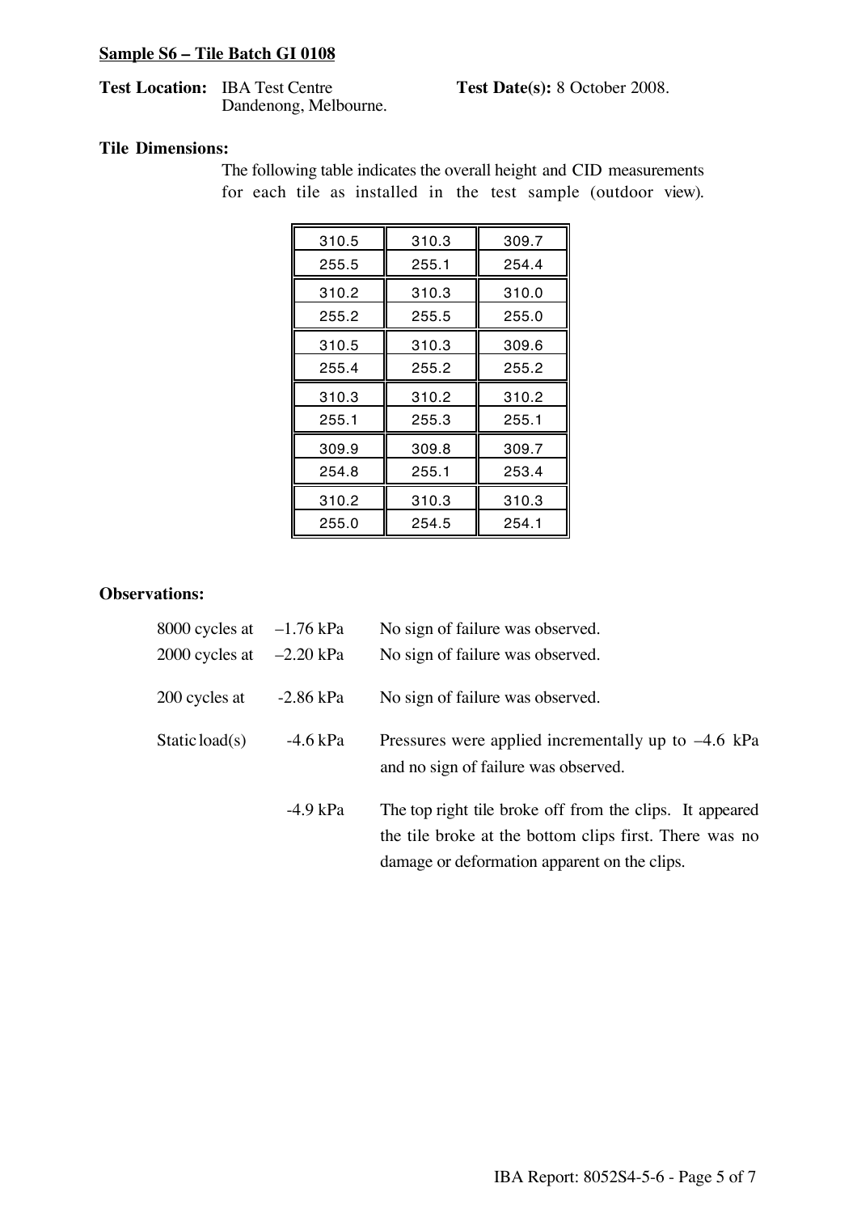**Sample S6 – Tile Batch GI 0108**

**Test Location:** IBA Test Centre
Dandenong, Melbourne.

**Test Date(s):** 8 October 2008.

**Tile Dimensions:**

The following table indicates the overall height and CID measurements for each tile as installed in the test sample (outdoor view).

| | | |
|---|---|---|
| 310.5 | 310.3 | 309.7 |
| 255.5 | 255.1 | 254.4 |
| 310.2 | 310.3 | 310.0 |
| 255.2 | 255.5 | 255.0 |
| 310.5 | 310.3 | 309.6 |
| 255.4 | 255.2 | 255.2 |
| 310.3 | 310.2 | 310.2 |
| 255.1 | 255.3 | 255.1 |
| 309.9 | 309.8 | 309.7 |
| 254.8 | 255.1 | 253.4 |
| 310.2 | 310.3 | 310.3 |
| 255.0 | 254.5 | 254.1 |

**Observations:**

| | | |
|---|---|---|
| 8000 cycles at | –1.76 kPa | No sign of failure was observed. |
| 2000 cycles at | –2.20 kPa | No sign of failure was observed. |
| 200 cycles at | -2.86 kPa | No sign of failure was observed. |
| Static load(s) | -4.6 kPa | Pressures were applied incrementally up to –4.6 kPa and no sign of failure was observed. |
| | -4.9 kPa | The top right tile broke off from the clips. It appeared the tile broke at the bottom clips first. There was no damage or deformation apparent on the clips. |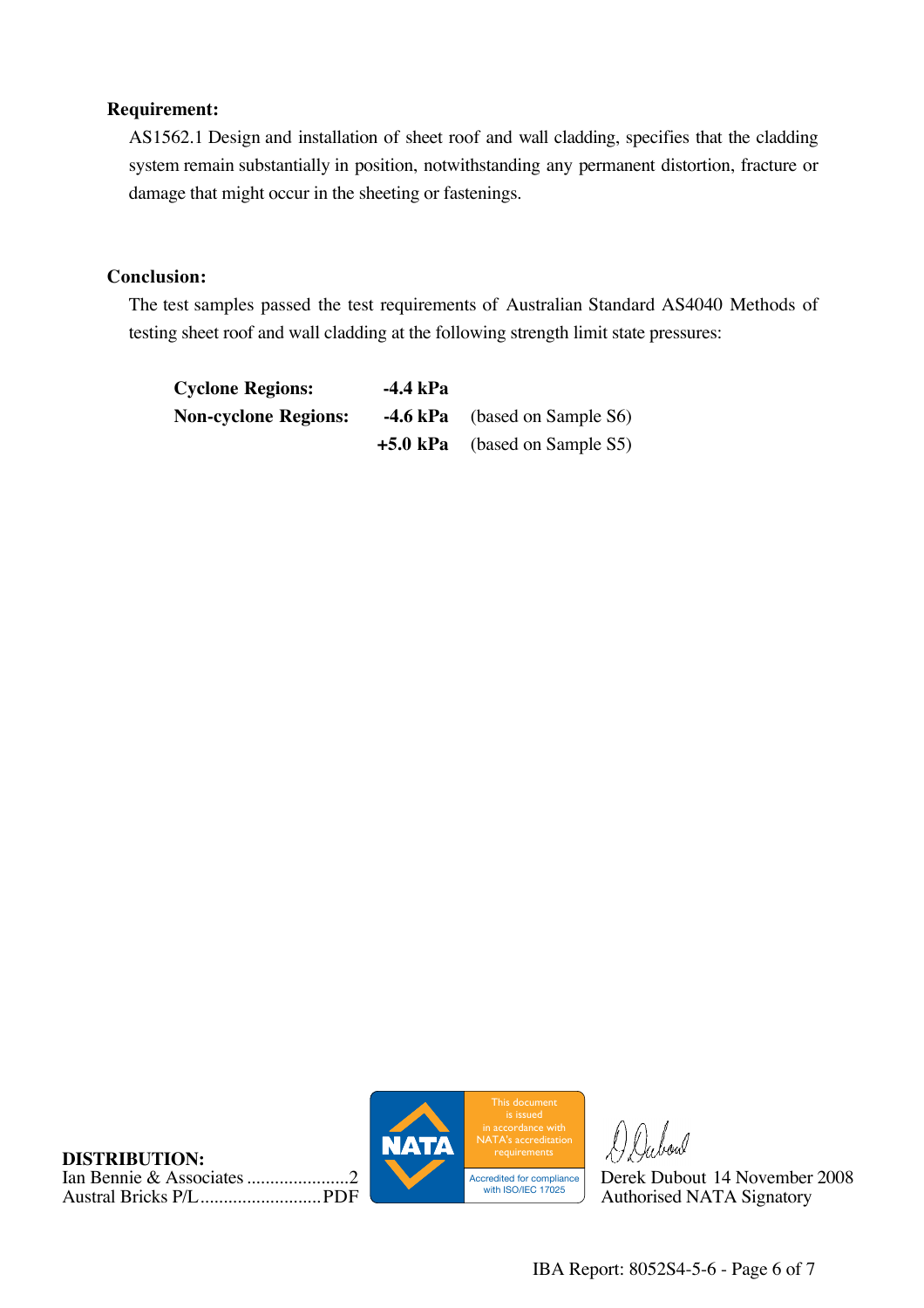**Requirement:**

AS1562.1 Design and installation of sheet roof and wall cladding, specifies that the cladding system remain substantially in position, notwithstanding any permanent distortion, fracture or damage that might occur in the sheeting or fastenings.

**Conclusion:**

The test samples passed the test requirements of Australian Standard AS4040 Methods of testing sheet roof and wall cladding at the following strength limit state pressures:

| | | |
|---|---|---|
| **Cyclone Regions:** | **-4.4 kPa** | |
| **Non-cyclone Regions:** | **-4.6 kPa** | (based on Sample S6) |
| | **+5.0 kPa** | (based on Sample S5) |

**DISTRIBUTION:**

Ian Bennie & Associates ......................2
Austral Bricks P/L..........................PDF

This document is issued in accordance with NATA's accreditation requirements
Accredited for compliance with ISO/IEC 17025

Derek Dubout 14 November 2008
Authorised NATA Signatory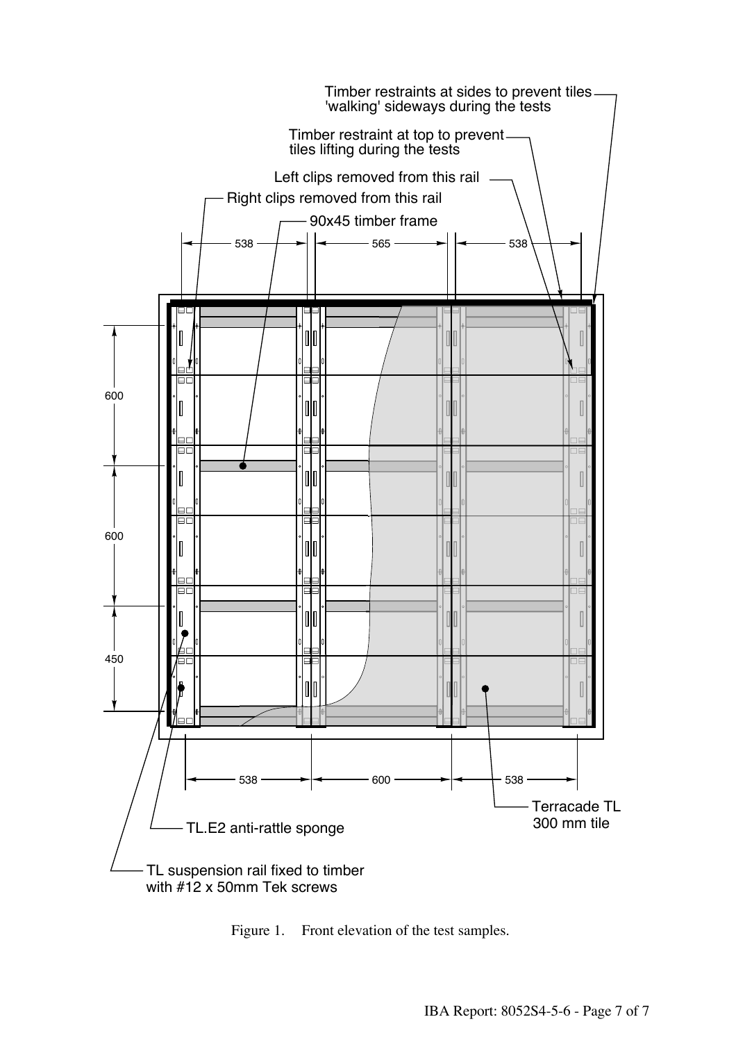Timber restraints at sides to prevent tiles 'walking' sideways during the tests

Timber restraint at top to prevent tiles lifting during the tests

Left clips removed from this rail

Right clips removed from this rail

90x45 timber frame

538

565

538

600

600

450

538

600

538

Terracade TL 300 mm tile

TL.E2 anti-rattle sponge

TL suspension rail fixed to timber with #12 x 50mm Tek screws

Figure 1. Front elevation of the test samples.